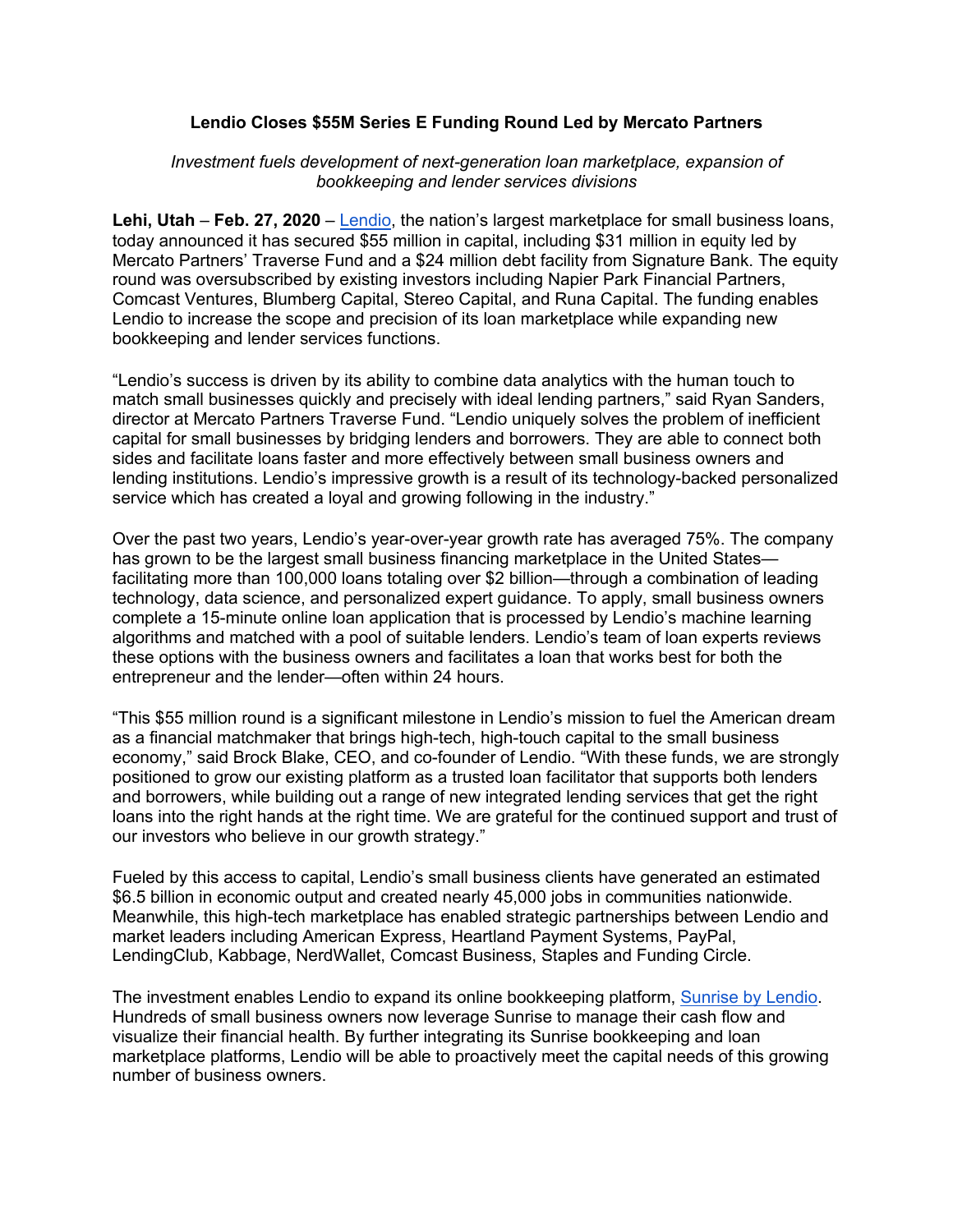**Lendio Closes $55M Series E Funding Round Led by Mercato Partners**

*Investment fuels development of next-generation loan marketplace, expansion of bookkeeping and lender services divisions*

**Lehi, Utah** – **Feb. 27, 2020** – Lendio, the nation's largest marketplace for small business loans, today announced it has secured $55 million in capital, including $31 million in equity led by Mercato Partners' Traverse Fund and a $24 million debt facility from Signature Bank. The equity round was oversubscribed by existing investors including Napier Park Financial Partners, Comcast Ventures, Blumberg Capital, Stereo Capital, and Runa Capital. The funding enables Lendio to increase the scope and precision of its loan marketplace while expanding new bookkeeping and lender services functions.

"Lendio's success is driven by its ability to combine data analytics with the human touch to match small businesses quickly and precisely with ideal lending partners," said Ryan Sanders, director at Mercato Partners Traverse Fund. "Lendio uniquely solves the problem of inefficient capital for small businesses by bridging lenders and borrowers. They are able to connect both sides and facilitate loans faster and more effectively between small business owners and lending institutions. Lendio's impressive growth is a result of its technology-backed personalized service which has created a loyal and growing following in the industry."

Over the past two years, Lendio's year-over-year growth rate has averaged 75%. The company has grown to be the largest small business financing marketplace in the United States—facilitating more than 100,000 loans totaling over $2 billion—through a combination of leading technology, data science, and personalized expert guidance. To apply, small business owners complete a 15-minute online loan application that is processed by Lendio's machine learning algorithms and matched with a pool of suitable lenders. Lendio's team of loan experts reviews these options with the business owners and facilitates a loan that works best for both the entrepreneur and the lender—often within 24 hours.

"This $55 million round is a significant milestone in Lendio's mission to fuel the American dream as a financial matchmaker that brings high-tech, high-touch capital to the small business economy," said Brock Blake, CEO, and co-founder of Lendio. "With these funds, we are strongly positioned to grow our existing platform as a trusted loan facilitator that supports both lenders and borrowers, while building out a range of new integrated lending services that get the right loans into the right hands at the right time. We are grateful for the continued support and trust of our investors who believe in our growth strategy."

Fueled by this access to capital, Lendio's small business clients have generated an estimated $6.5 billion in economic output and created nearly 45,000 jobs in communities nationwide. Meanwhile, this high-tech marketplace has enabled strategic partnerships between Lendio and market leaders including American Express, Heartland Payment Systems, PayPal, LendingClub, Kabbage, NerdWallet, Comcast Business, Staples and Funding Circle.

The investment enables Lendio to expand its online bookkeeping platform, Sunrise by Lendio. Hundreds of small business owners now leverage Sunrise to manage their cash flow and visualize their financial health. By further integrating its Sunrise bookkeeping and loan marketplace platforms, Lendio will be able to proactively meet the capital needs of this growing number of business owners.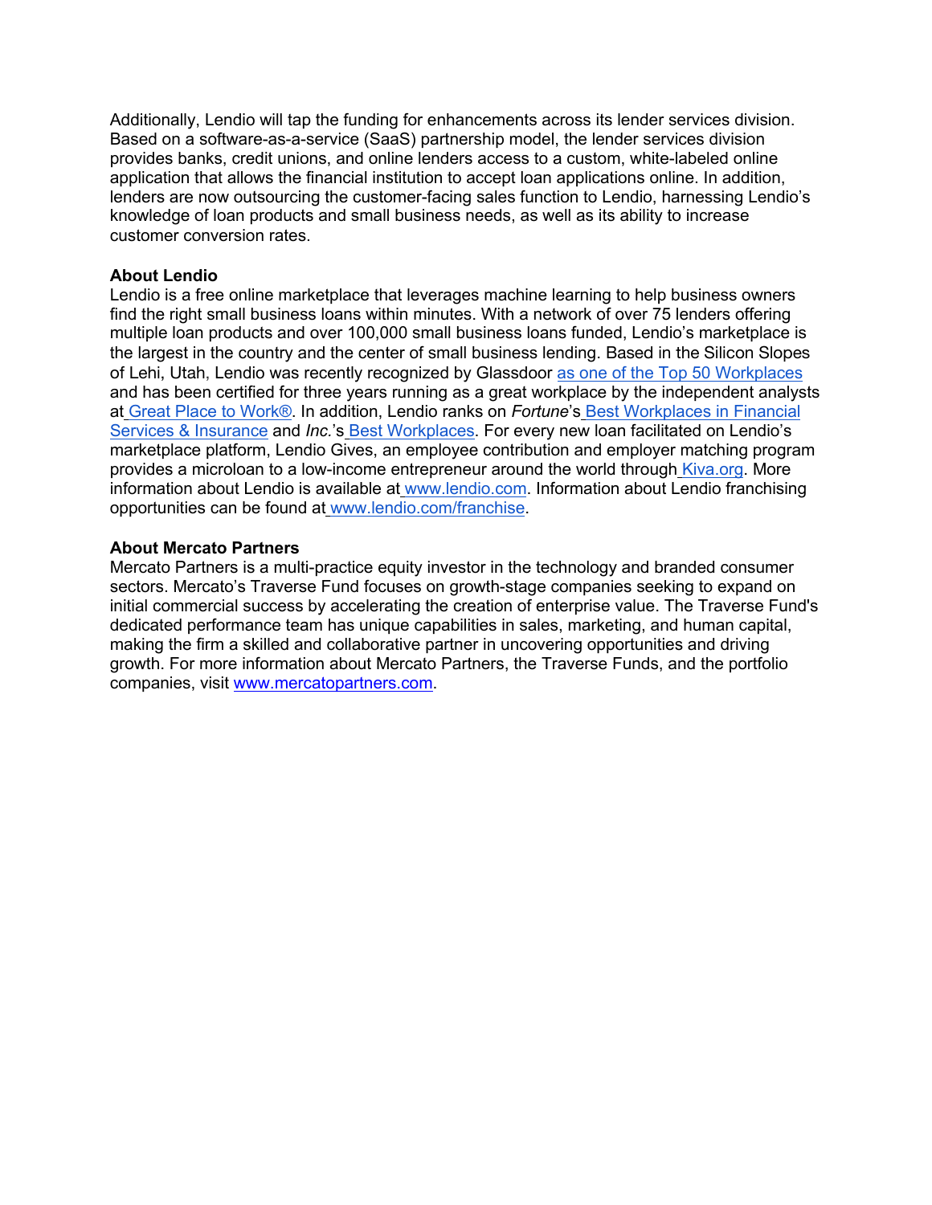Additionally, Lendio will tap the funding for enhancements across its lender services division. Based on a software-as-a-service (SaaS) partnership model, the lender services division provides banks, credit unions, and online lenders access to a custom, white-labeled online application that allows the financial institution to accept loan applications online. In addition, lenders are now outsourcing the customer-facing sales function to Lendio, harnessing Lendio's knowledge of loan products and small business needs, as well as its ability to increase customer conversion rates.

**About Lendio**
Lendio is a free online marketplace that leverages machine learning to help business owners find the right small business loans within minutes. With a network of over 75 lenders offering multiple loan products and over 100,000 small business loans funded, Lendio's marketplace is the largest in the country and the center of small business lending. Based in the Silicon Slopes of Lehi, Utah, Lendio was recently recognized by Glassdoor as one of the Top 50 Workplaces and has been certified for three years running as a great workplace by the independent analysts at Great Place to Work®. In addition, Lendio ranks on *Fortune*'s Best Workplaces in Financial Services & Insurance and *Inc.*'s Best Workplaces. For every new loan facilitated on Lendio's marketplace platform, Lendio Gives, an employee contribution and employer matching program provides a microloan to a low-income entrepreneur around the world through Kiva.org. More information about Lendio is available at www.lendio.com. Information about Lendio franchising opportunities can be found at www.lendio.com/franchise.

**About Mercato Partners**
Mercato Partners is a multi-practice equity investor in the technology and branded consumer sectors. Mercato's Traverse Fund focuses on growth-stage companies seeking to expand on initial commercial success by accelerating the creation of enterprise value. The Traverse Fund's dedicated performance team has unique capabilities in sales, marketing, and human capital, making the firm a skilled and collaborative partner in uncovering opportunities and driving growth. For more information about Mercato Partners, the Traverse Funds, and the portfolio companies, visit www.mercatopartners.com.